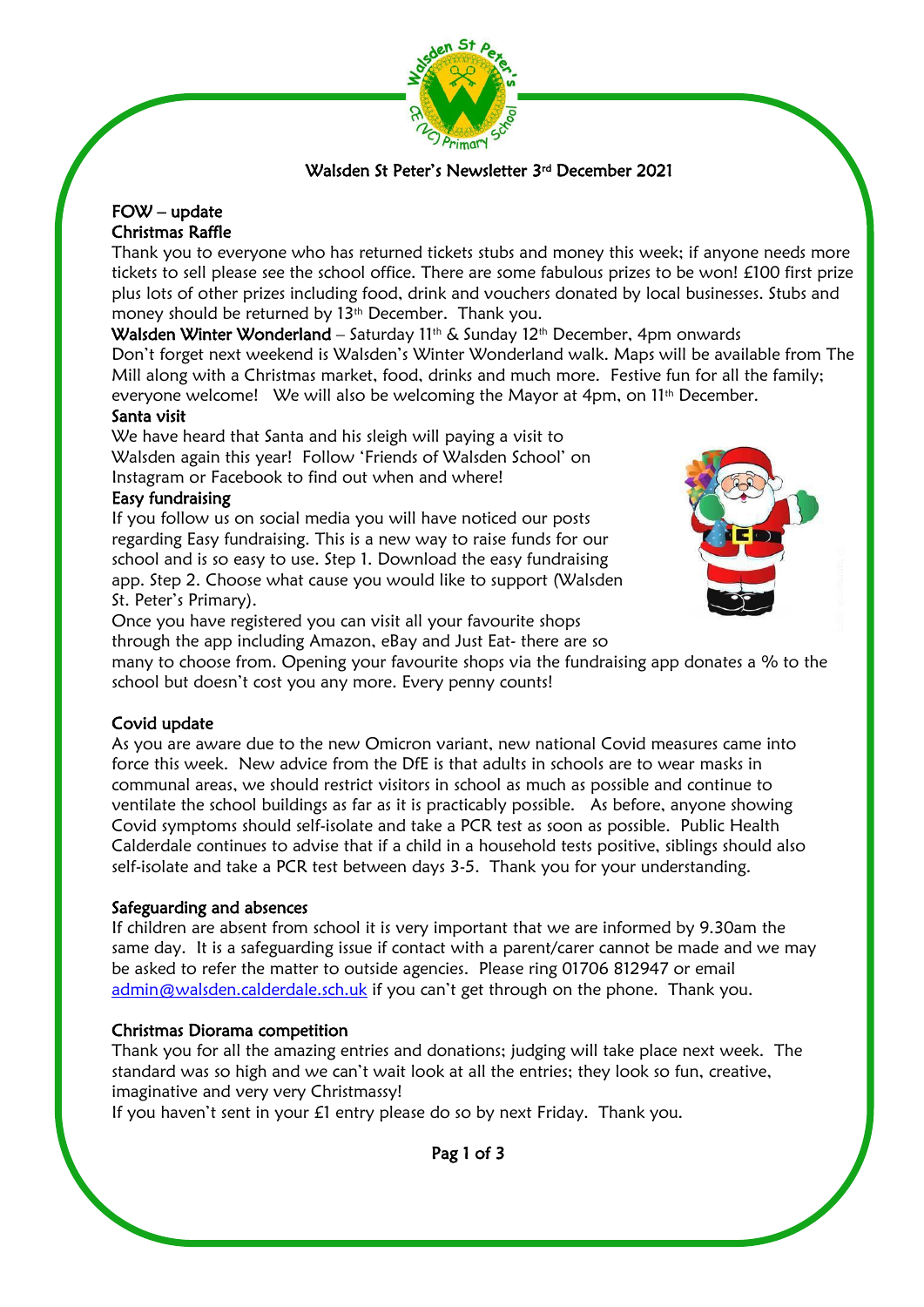# Walsden St Peter's Newsletter 3rd December 2021

## FOW – update

### Christmas Raffle

Thank you to everyone who has returned tickets stubs and money this week; if anyone needs more tickets to sell please see the school office. There are some fabulous prizes to be won! £100 first prize plus lots of other prizes including food, drink and vouchers donated by local businesses. Stubs and money should be returned by 13th December. Thank you.

**Walsden Winter Wonderland** – Saturday 11th & Sunday 12th December, 4pm onwards

Don't forget next weekend is Walsden's Winter Wonderland walk. Maps will be available from The Mill along with a Christmas market, food, drinks and much more. Festive fun for all the family; everyone welcome! We will also be welcoming the Mayor at 4pm, on 11th December.

### Santa visit

We have heard that Santa and his sleigh will paying a visit to Walsden again this year! Follow 'Friends of Walsden School' on Instagram or Facebook to find out when and where!

### Easy fundraising

If you follow us on social media you will have noticed our posts regarding Easy fundraising. This is a new way to raise funds for our school and is so easy to use. Step 1. Download the easy fundraising app. Step 2. Choose what cause you would like to support (Walsden St. Peter's Primary).

Once you have registered you can visit all your favourite shops through the app including Amazon, eBay and Just Eat- there are so many to choose from. Opening your favourite shops via the fundraising app donates a % to the school but doesn't cost you any more. Every penny counts!

## Covid update

As you are aware due to the new Omicron variant, new national Covid measures came into force this week. New advice from the DfE is that adults in schools are to wear masks in communal areas, we should restrict visitors in school as much as possible and continue to ventilate the school buildings as far as it is practicably possible. As before, anyone showing Covid symptoms should self-isolate and take a PCR test as soon as possible. Public Health Calderdale continues to advise that if a child in a household tests positive, siblings should also self-isolate and take a PCR test between days 3-5. Thank you for your understanding.

## Safeguarding and absences

If children are absent from school it is very important that we are informed by 9.30am the same day. It is a safeguarding issue if contact with a parent/carer cannot be made and we may be asked to refer the matter to outside agencies. Please ring 01706 812947 or email admin@walsden.calderdale.sch.uk if you can't get through on the phone. Thank you.

## Christmas Diorama competition

Thank you for all the amazing entries and donations; judging will take place next week. The standard was so high and we can't wait look at all the entries; they look so fun, creative, imaginative and very very Christmassy!

If you haven't sent in your £1 entry please do so by next Friday. Thank you.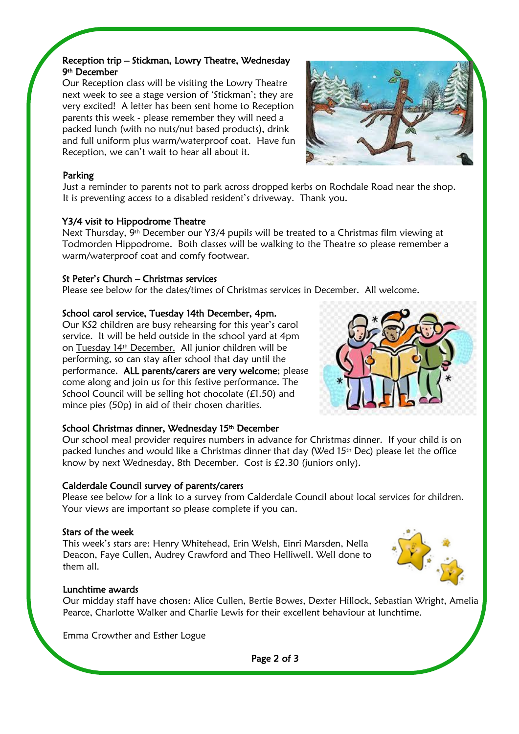### Reception trip – Stickman, Lowry Theatre, Wednesday 9th December

Our Reception class will be visiting the Lowry Theatre next week to see a stage version of 'Stickman'; they are very excited! A letter has been sent home to Reception parents this week - please remember they will need a packed lunch (with no nuts/nut based products), drink and full uniform plus warm/waterproof coat. Have fun Reception, we can't wait to hear all about it.

### Parking

Just a reminder to parents not to park across dropped kerbs on Rochdale Road near the shop. It is preventing access to a disabled resident's driveway. Thank you.

### Y3/4 visit to Hippodrome Theatre

Next Thursday, 9th December our Y3/4 pupils will be treated to a Christmas film viewing at Todmorden Hippodrome. Both classes will be walking to the Theatre so please remember a warm/waterproof coat and comfy footwear.

### St Peter's Church – Christmas services

Please see below for the dates/times of Christmas services in December. All welcome.

### School carol service, Tuesday 14th December, 4pm.

Our KS2 children are busy rehearsing for this year's carol service. It will be held outside in the school yard at 4pm on Tuesday 14th December. All junior children will be performing, so can stay after school that day until the performance. **ALL parents/carers are very welcome**; please come along and join us for this festive performance. The School Council will be selling hot chocolate (£1.50) and mince pies (50p) in aid of their chosen charities.

### School Christmas dinner, Wednesday 15th December

Our school meal provider requires numbers in advance for Christmas dinner. If your child is on packed lunches and would like a Christmas dinner that day (Wed 15th Dec) please let the office know by next Wednesday, 8th December. Cost is £2.30 (juniors only).

### Calderdale Council survey of parents/carers

Please see below for a link to a survey from Calderdale Council about local services for children. Your views are important so please complete if you can.

### Stars of the week

This week's stars are: Henry Whitehead, Erin Welsh, Einri Marsden, Nella Deacon, Faye Cullen, Audrey Crawford and Theo Helliwell. Well done to them all.

### Lunchtime awards

Our midday staff have chosen: Alice Cullen, Bertie Bowes, Dexter Hillock, Sebastian Wright, Amelia Pearce, Charlotte Walker and Charlie Lewis for their excellent behaviour at lunchtime.

Emma Crowther and Esther Logue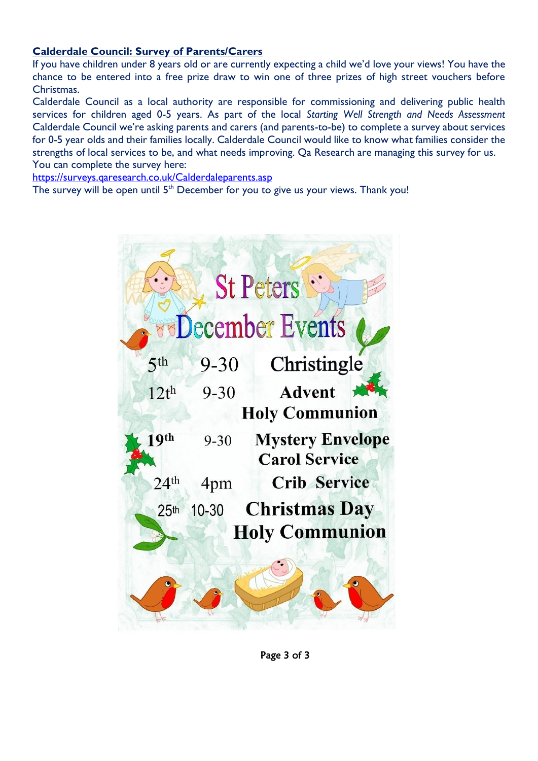**Calderdale Council: Survey of Parents/Carers**

If you have children under 8 years old or are currently expecting a child we'd love your views! You have the chance to be entered into a free prize draw to win one of three prizes of high street vouchers before Christmas.

Calderdale Council as a local authority are responsible for commissioning and delivering public health services for children aged 0-5 years. As part of the local *Starting Well Strength and Needs Assessment* Calderdale Council we're asking parents and carers (and parents-to-be) to complete a survey about services for 0-5 year olds and their families locally. Calderdale Council would like to know what families consider the strengths of local services to be, and what needs improving. Qa Research are managing this survey for us.

You can complete the survey here:

https://surveys.qaresearch.co.uk/Calderdaleparents.asp

The survey will be open until 5th December for you to give us your views. Thank you!

# St Peters December Events

| | | |
|---|---|---|
| 5th | 9-30 | Christingle |
| 12th | 9-30 | **Advent Holy Communion** |
| **19th** | 9-30 | **Mystery Envelope Carol Service** |
| 24th | 4pm | **Crib Service** |
| 25th | 10-30 | **Christmas Day Holy Communion** |